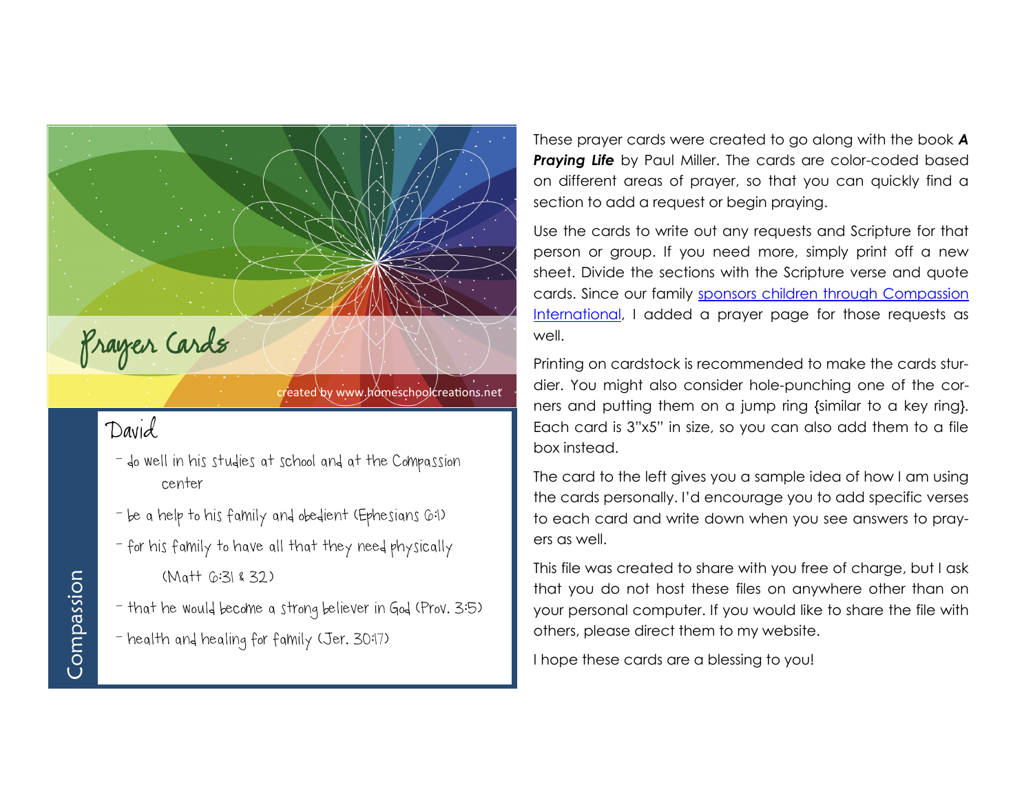Prayer Cards

created by www.homeschoolcreations.net

Compassion

David

- do well in his studies at school and at the Compassion center
- be a help to his family and obedient (Ephesians 6:1)
- for his family to have all that they need physically (Matt 6:31 & 32)
- that he would become a strong believer in God (Prov. 3:5)
- health and healing for family (Jer. 30:17)

These prayer cards were created to go along with the book ***A Praying Life*** by Paul Miller. The cards are color-coded based on different areas of prayer, so that you can quickly find a section to add a request or begin praying.

Use the cards to write out any requests and Scripture for that person or group. If you need more, simply print off a new sheet. Divide the sections with the Scripture verse and quote cards. Since our family sponsors children through Compassion International, I added a prayer page for those requests as well.

Printing on cardstock is recommended to make the cards sturdier. You might also consider hole-punching one of the corners and putting them on a jump ring {similar to a key ring}. Each card is 3"x5" in size, so you can also add them to a file box instead.

The card to the left gives you a sample idea of how I am using the cards personally. I'd encourage you to add specific verses to each card and write down when you see answers to prayers as well.

This file was created to share with you free of charge, but I ask that you do not host these files on anywhere other than on your personal computer. If you would like to share the file with others, please direct them to my website.

I hope these cards are a blessing to you!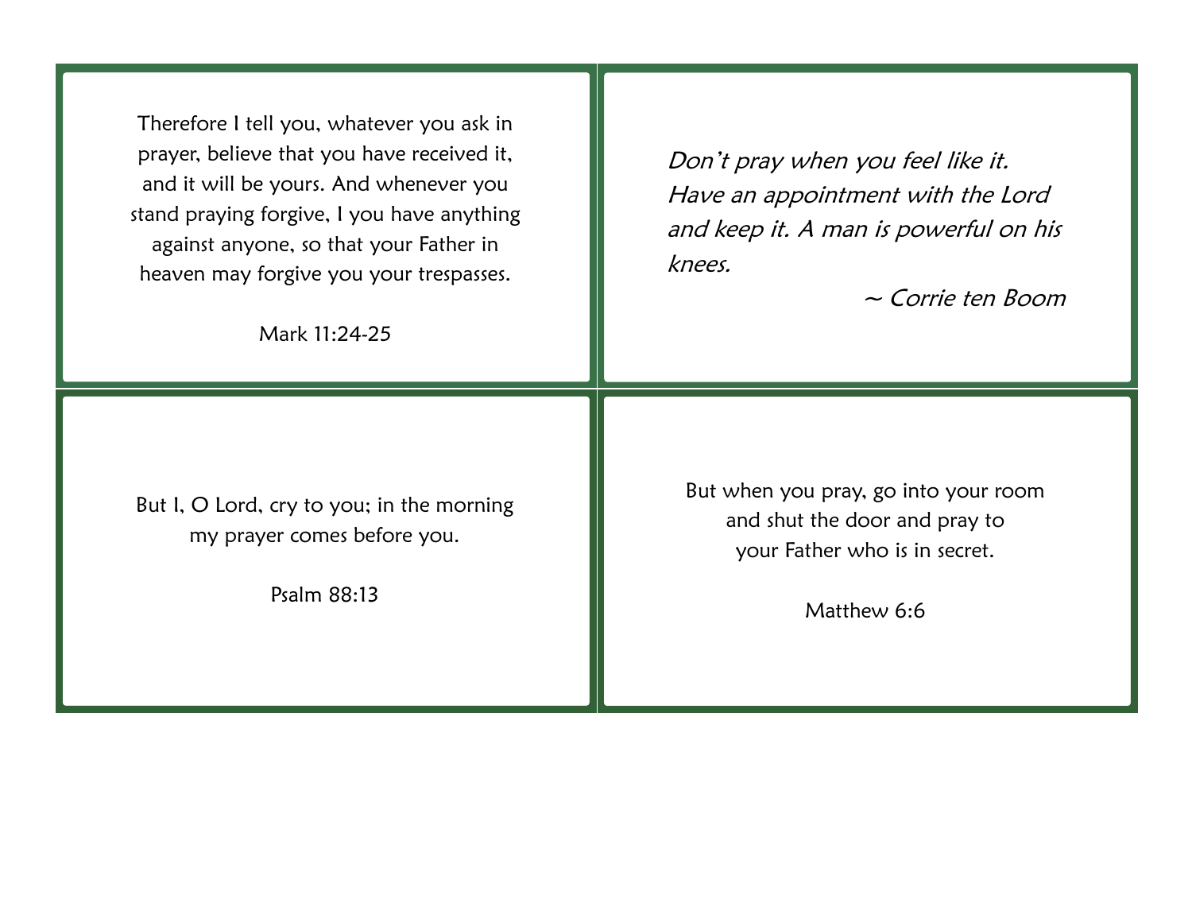Therefore I tell you, whatever you ask in prayer, believe that you have received it, and it will be yours. And whenever you stand praying forgive, I you have anything against anyone, so that your Father in heaven may forgive you your trespasses.

Mark 11:24-25

*Don't pray when you feel like it. Have an appointment with the Lord and keep it. A man is powerful on his knees.*

*~ Corrie ten Boom*

But I, O Lord, cry to you; in the morning my prayer comes before you.

Psalm 88:13

But when you pray, go into your room and shut the door and pray to your Father who is in secret.

Matthew 6:6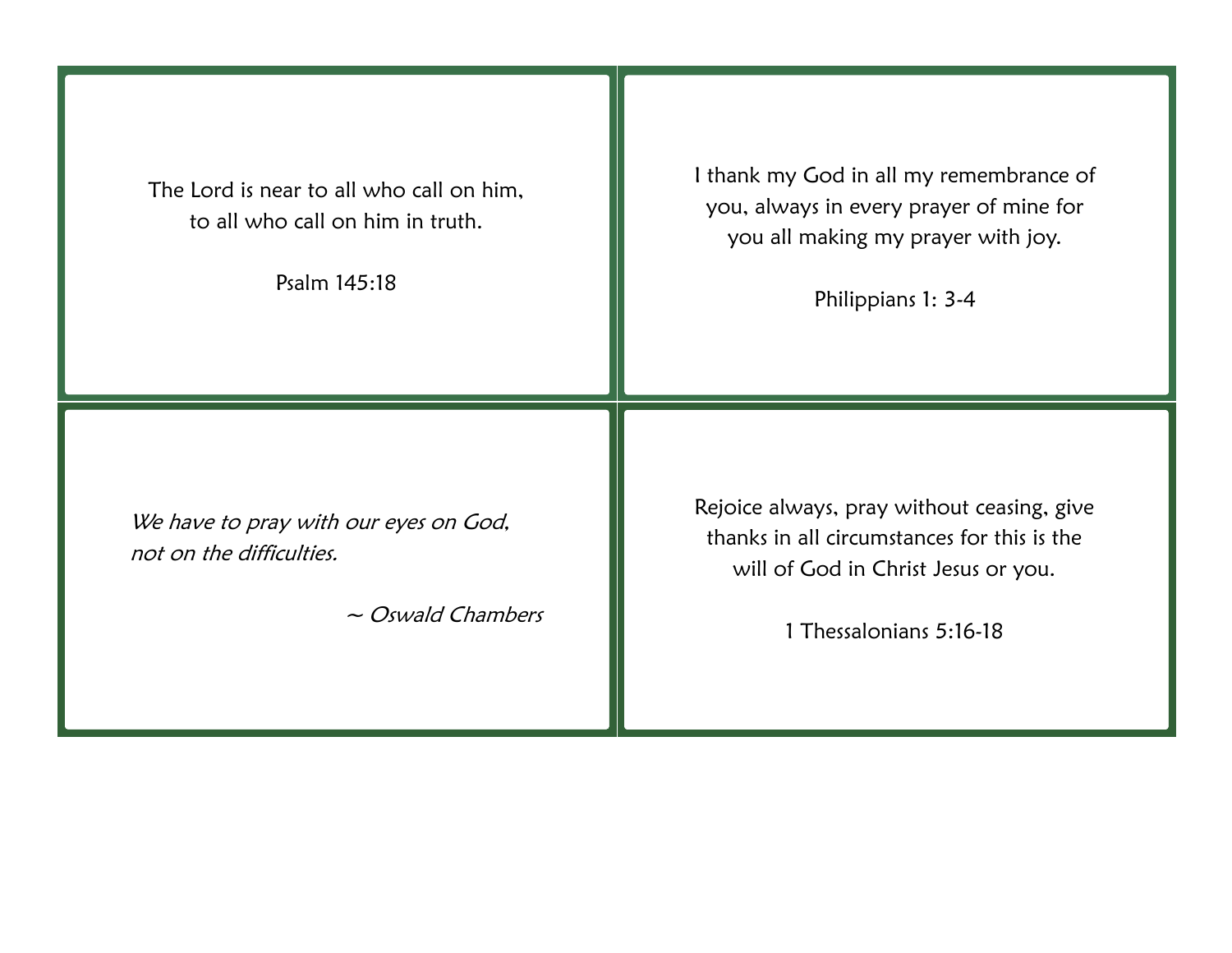The Lord is near to all who call on him,
to all who call on him in truth.

Psalm 145:18

I thank my God in all my remembrance of you, always in every prayer of mine for you all making my prayer with joy.

Philippians 1: 3-4

*We have to pray with our eyes on God, not on the difficulties.*

*~ Oswald Chambers*

Rejoice always, pray without ceasing, give thanks in all circumstances for this is the will of God in Christ Jesus or you.

1 Thessalonians 5:16-18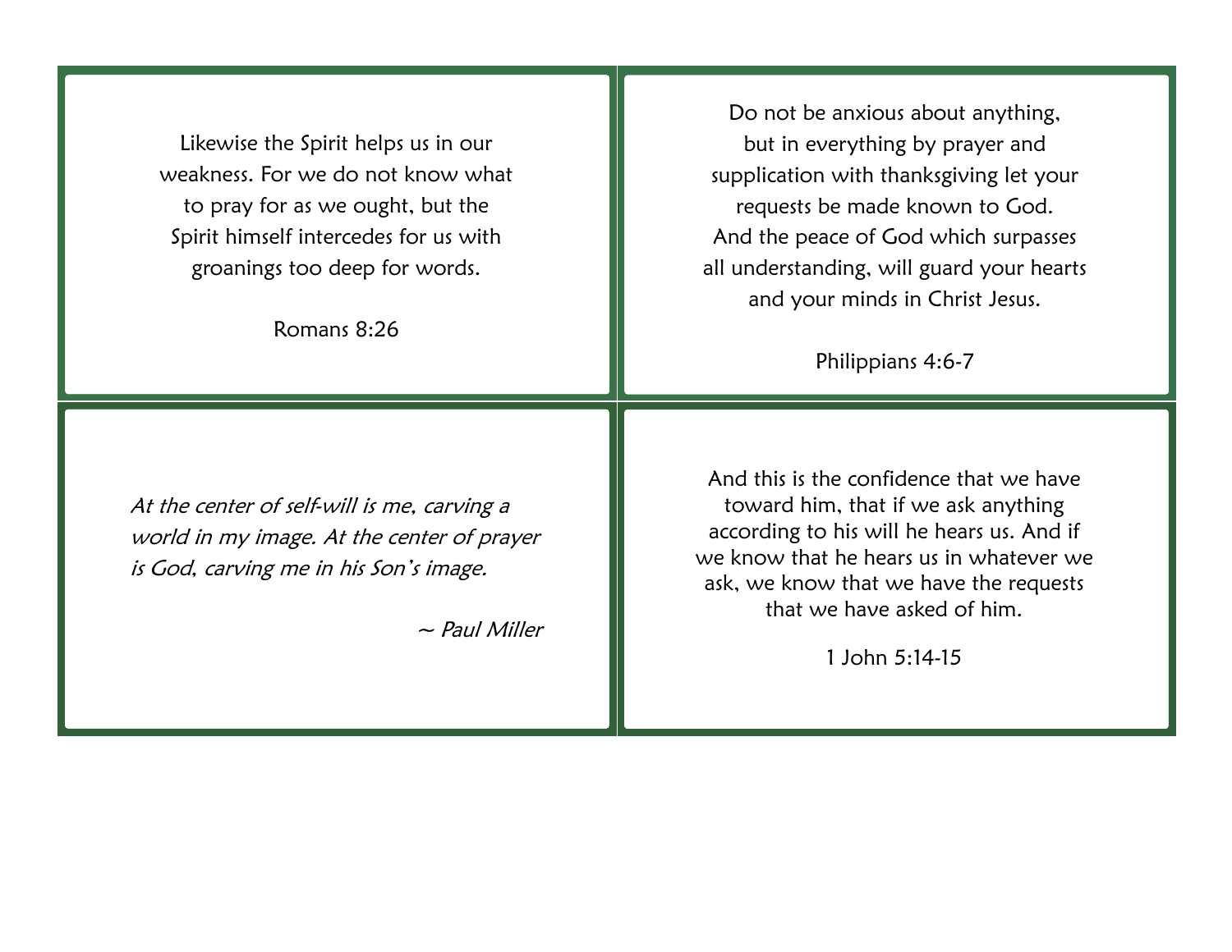Likewise the Spirit helps us in our weakness. For we do not know what to pray for as we ought, but the Spirit himself intercedes for us with groanings too deep for words.

Romans 8:26

Do not be anxious about anything, but in everything by prayer and supplication with thanksgiving let your requests be made known to God. And the peace of God which surpasses all understanding, will guard your hearts and your minds in Christ Jesus.

Philippians 4:6-7

*At the center of self-will is me, carving a world in my image. At the center of prayer is God, carving me in his Son's image.*

*~ Paul Miller*

And this is the confidence that we have toward him, that if we ask anything according to his will he hears us. And if we know that he hears us in whatever we ask, we know that we have the requests that we have asked of him.

1 John 5:14-15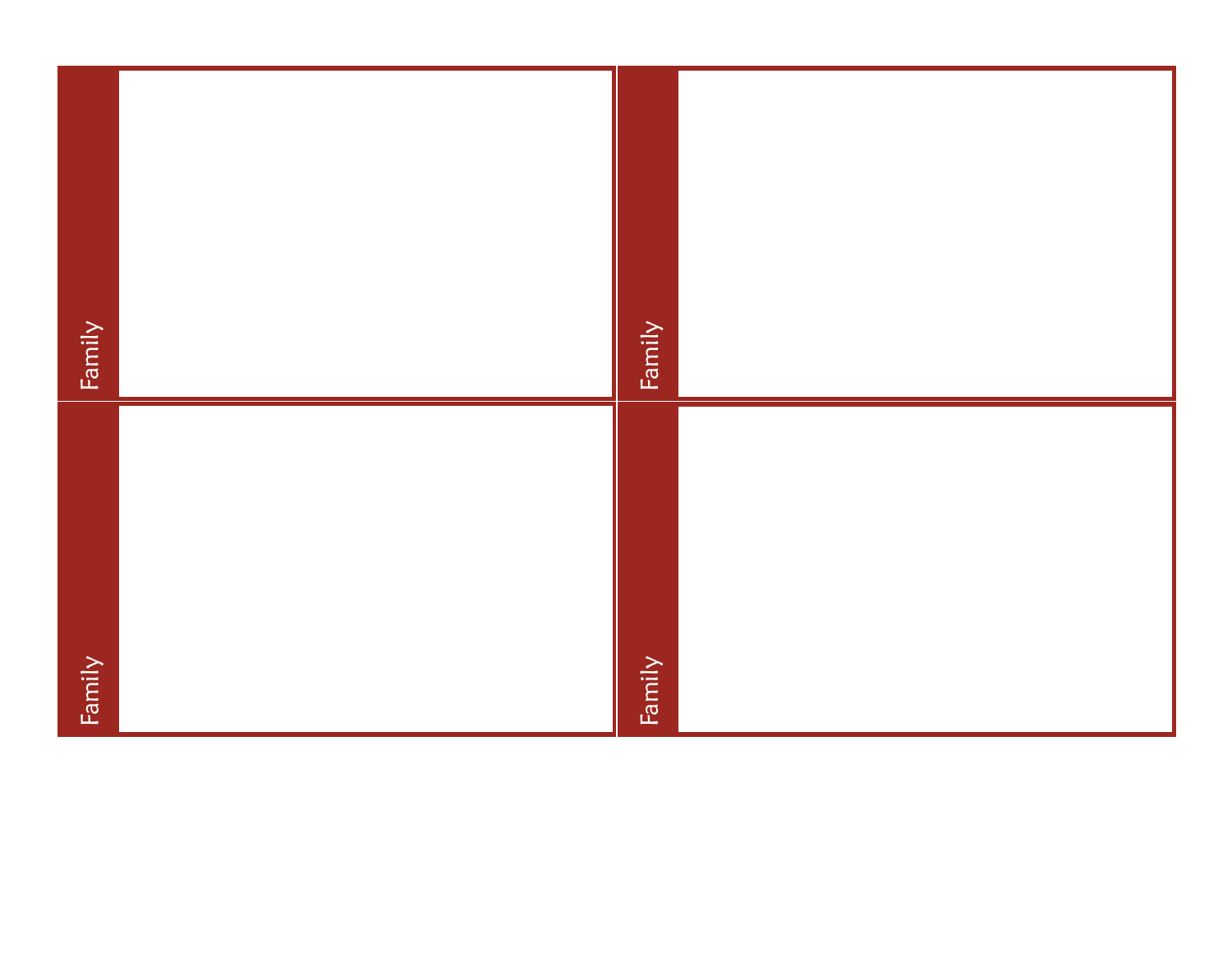Family

Family

Family

Family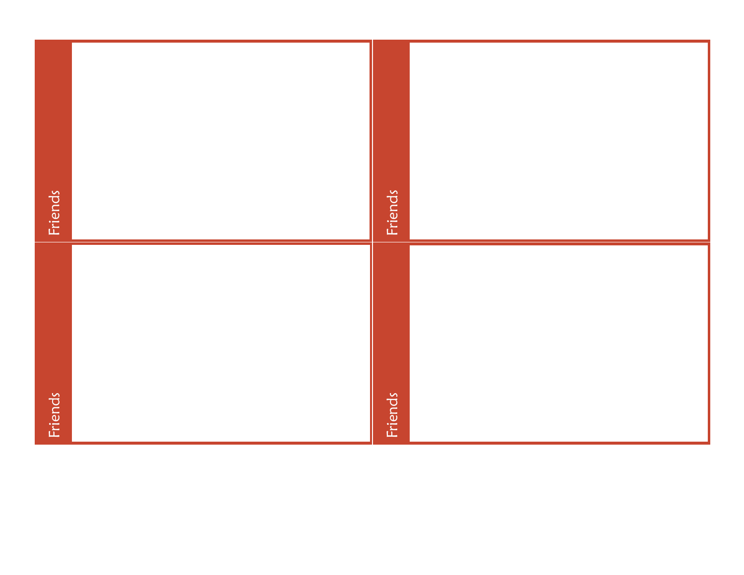Friends

Friends

Friends

Friends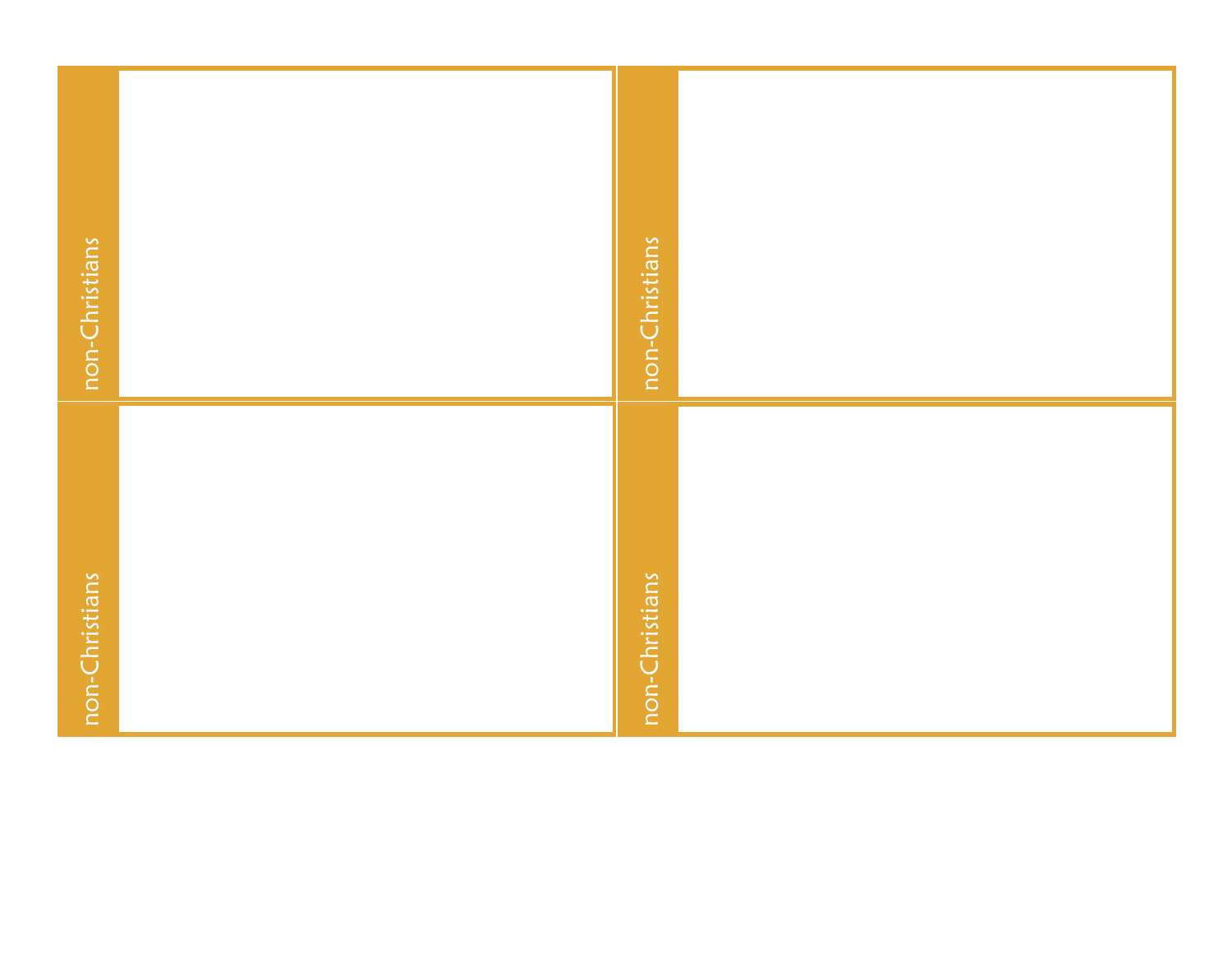non-Christians

non-Christians

non-Christians

non-Christians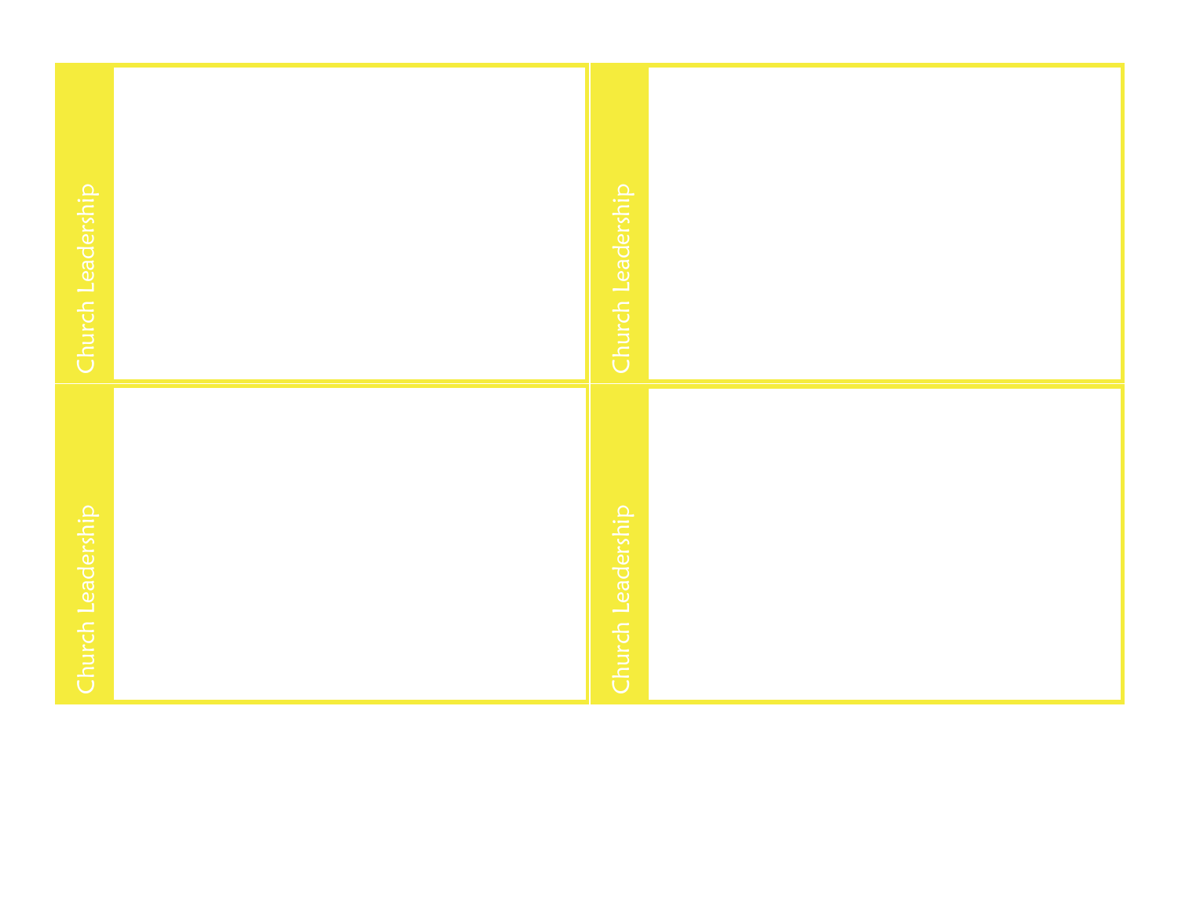Church Leadership

Church Leadership

Church Leadership

Church Leadership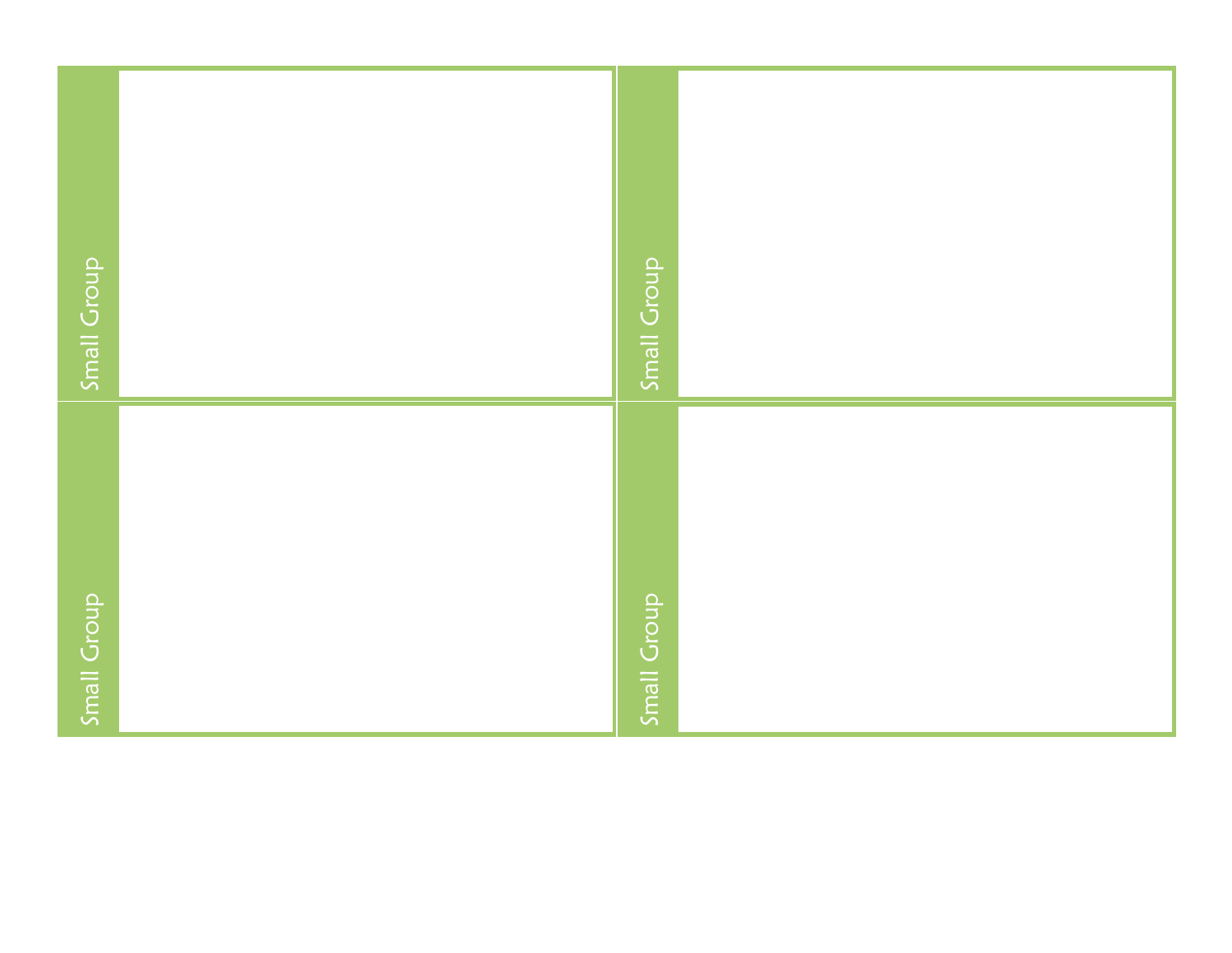Small Group

Small Group

Small Group

Small Group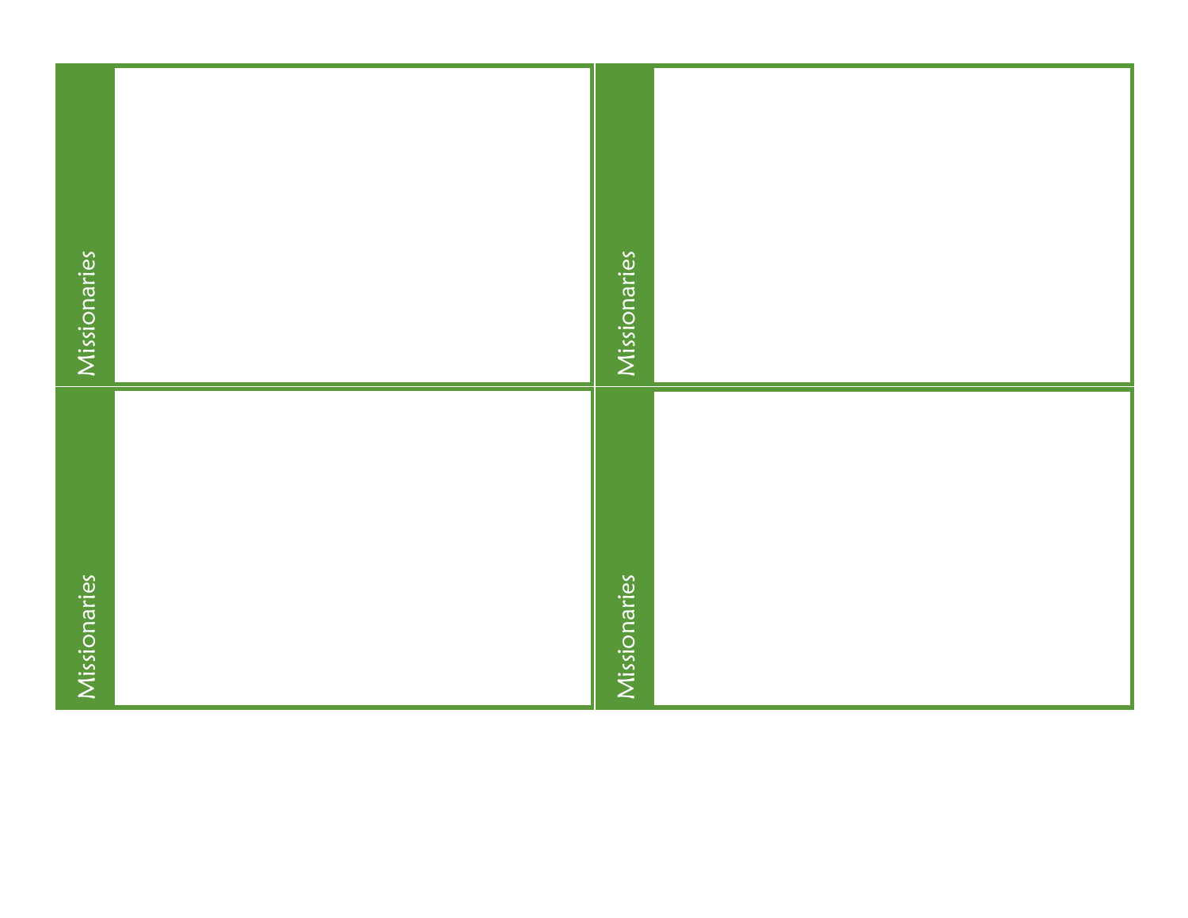Missionaries

Missionaries

Missionaries

Missionaries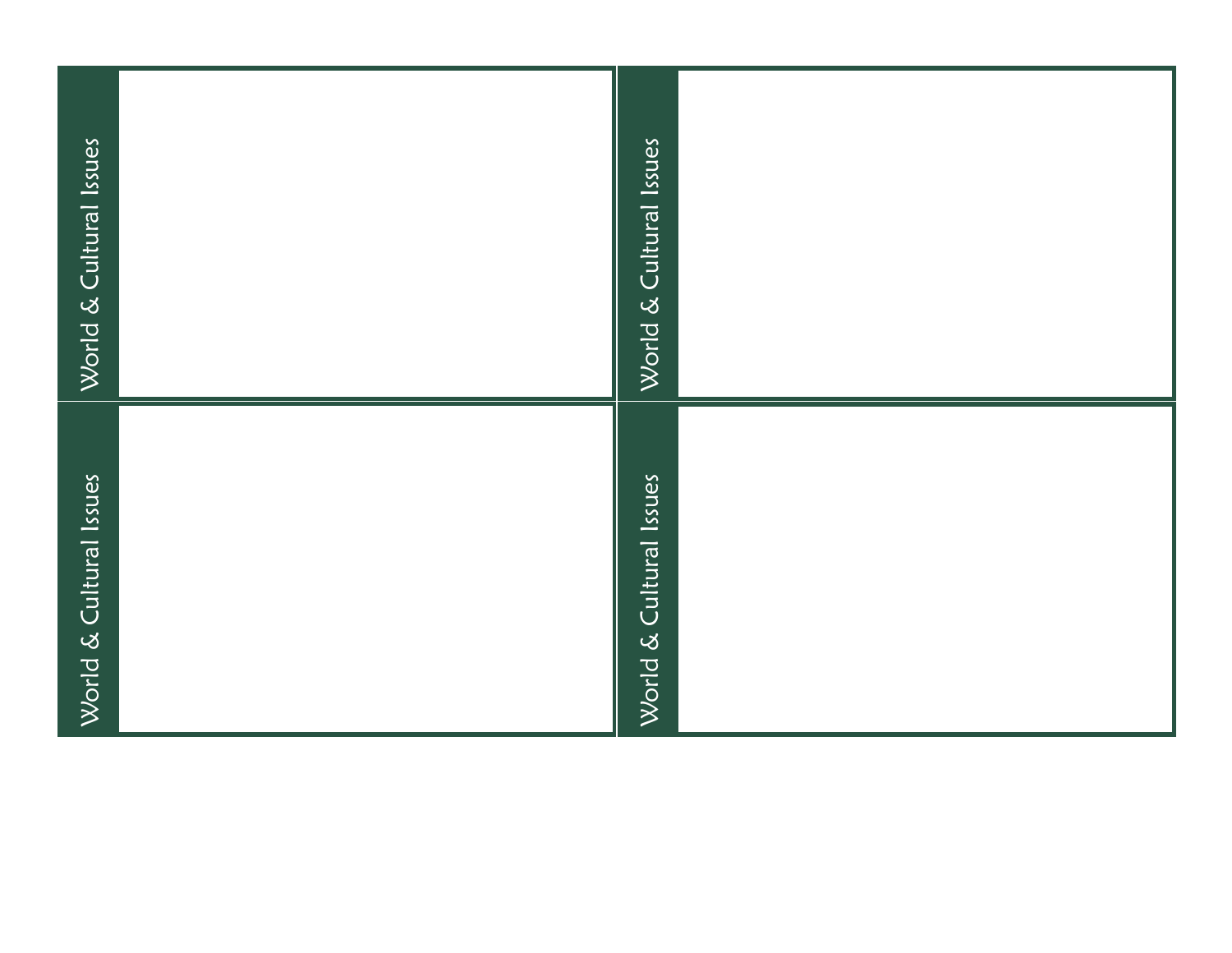World & Cultural Issues

World & Cultural Issues

World & Cultural Issues

World & Cultural Issues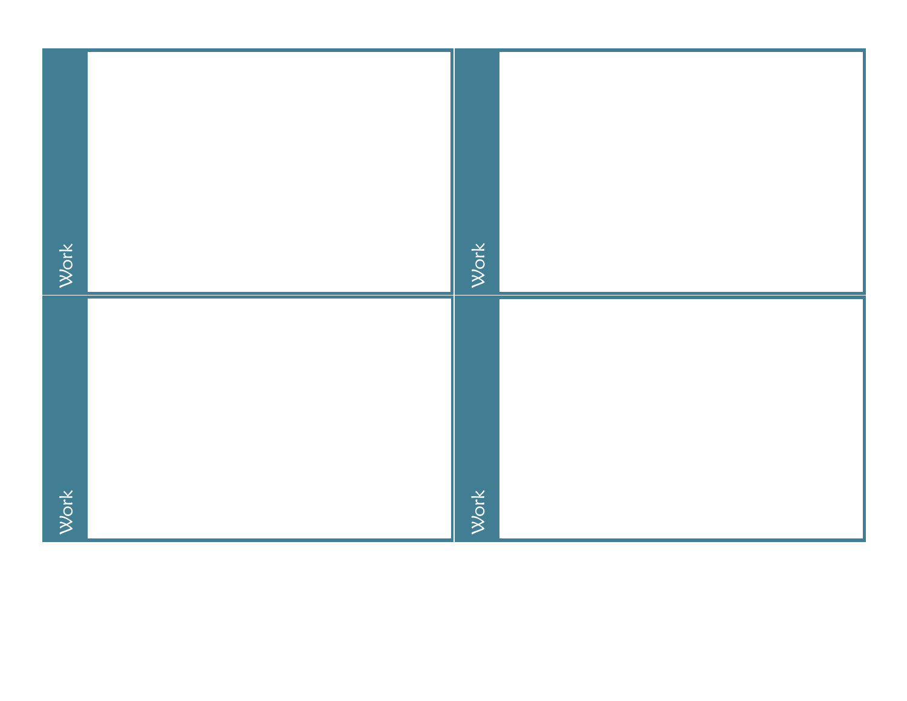Work

Work

Work

Work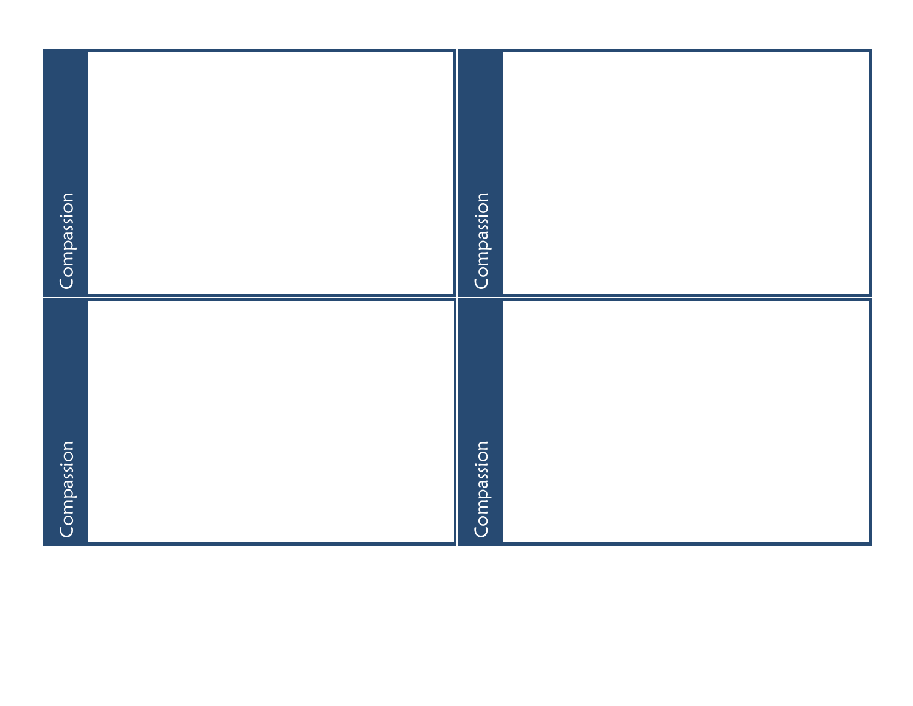Compassion

Compassion

Compassion

Compassion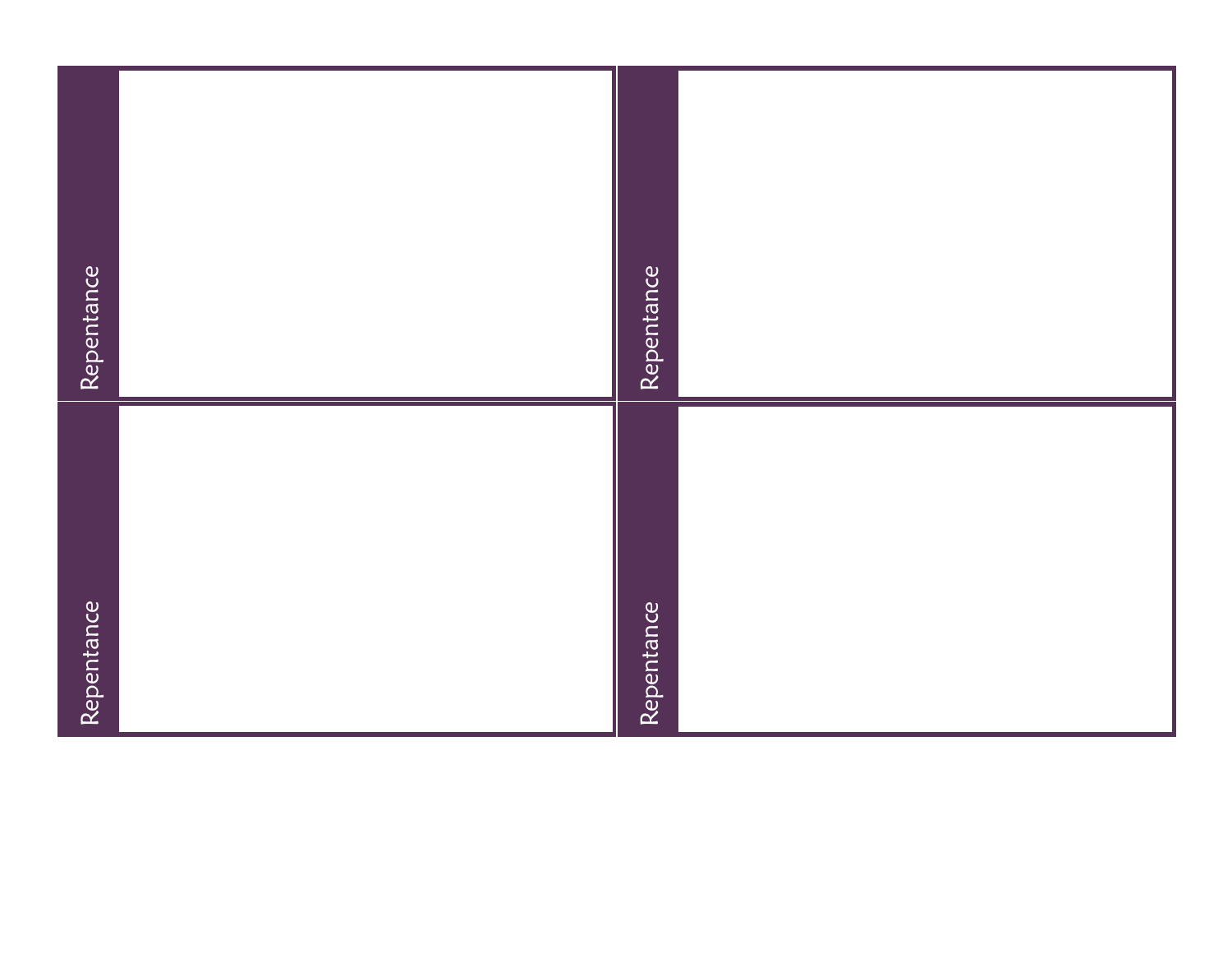Repentance

Repentance

Repentance

Repentance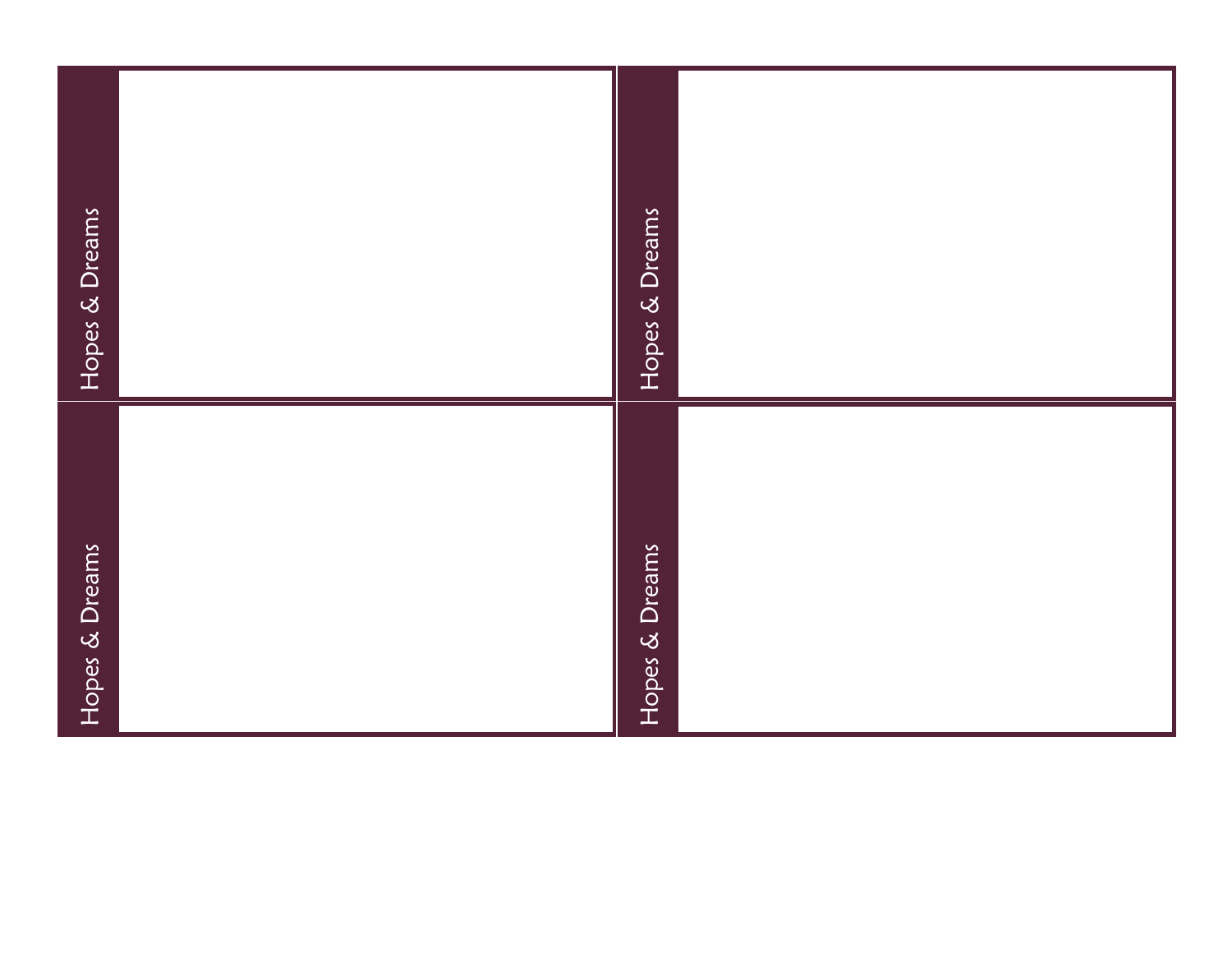Hopes & Dreams

Hopes & Dreams

Hopes & Dreams

Hopes & Dreams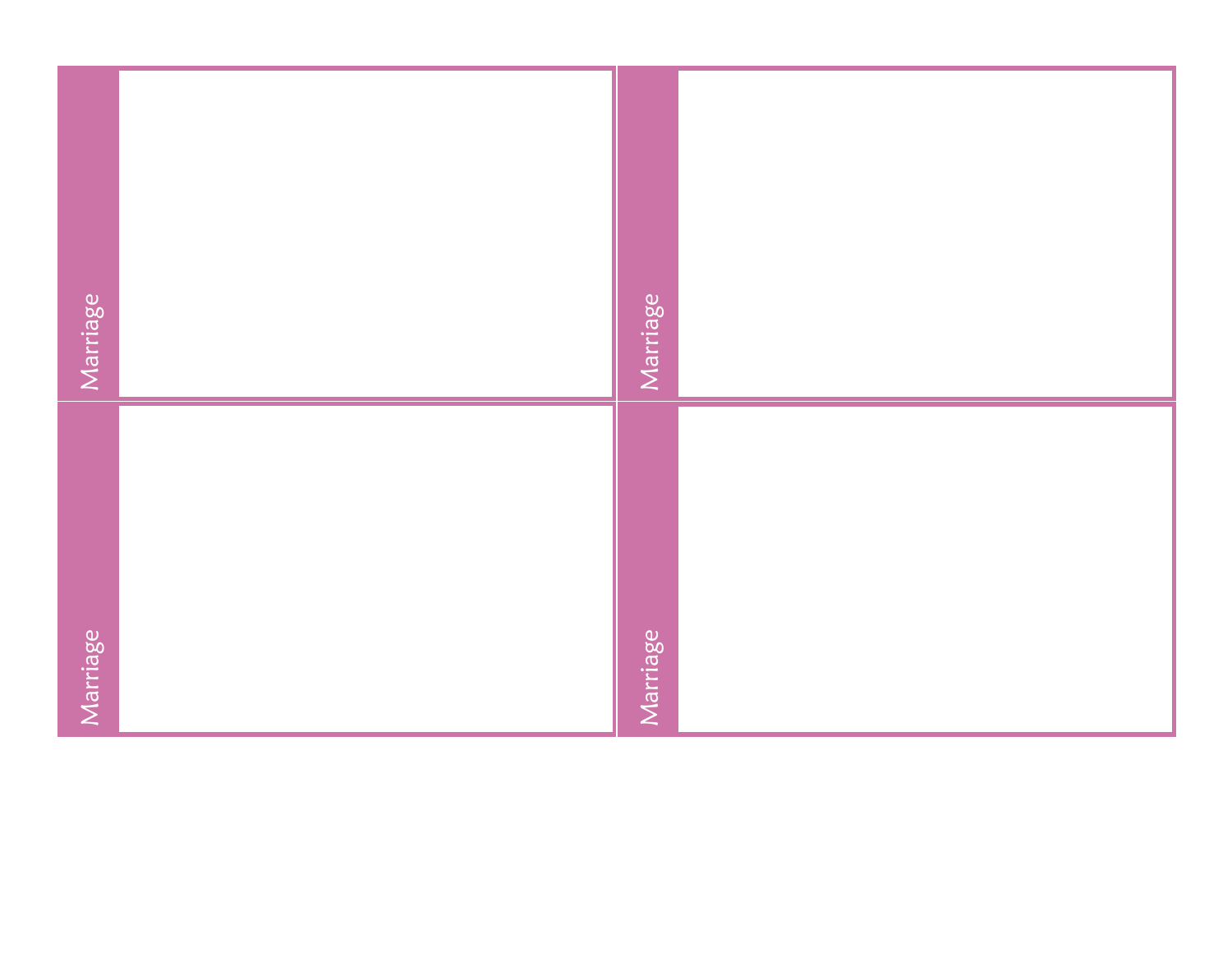Marriage

Marriage

Marriage

Marriage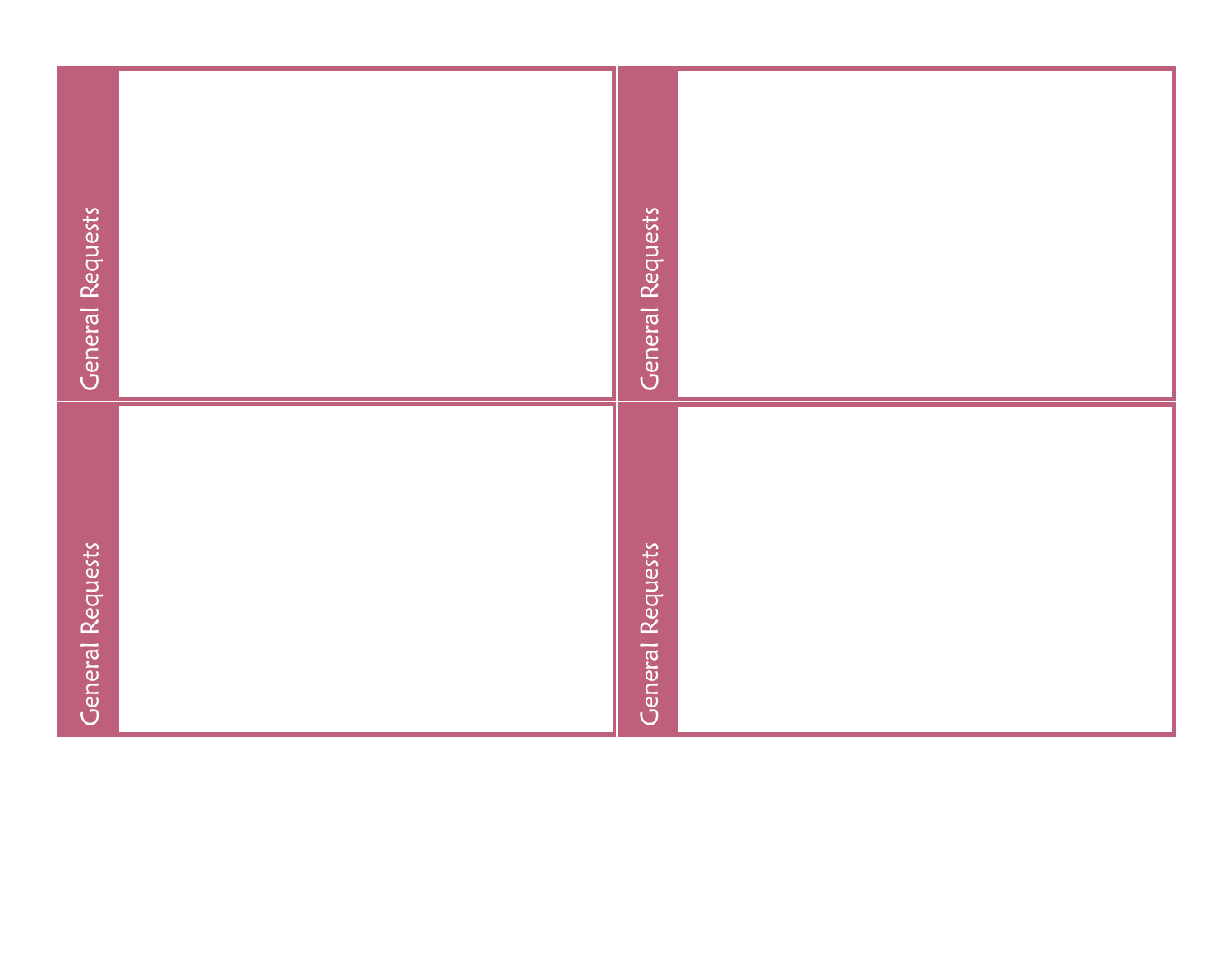General Requests

General Requests

General Requests

General Requests